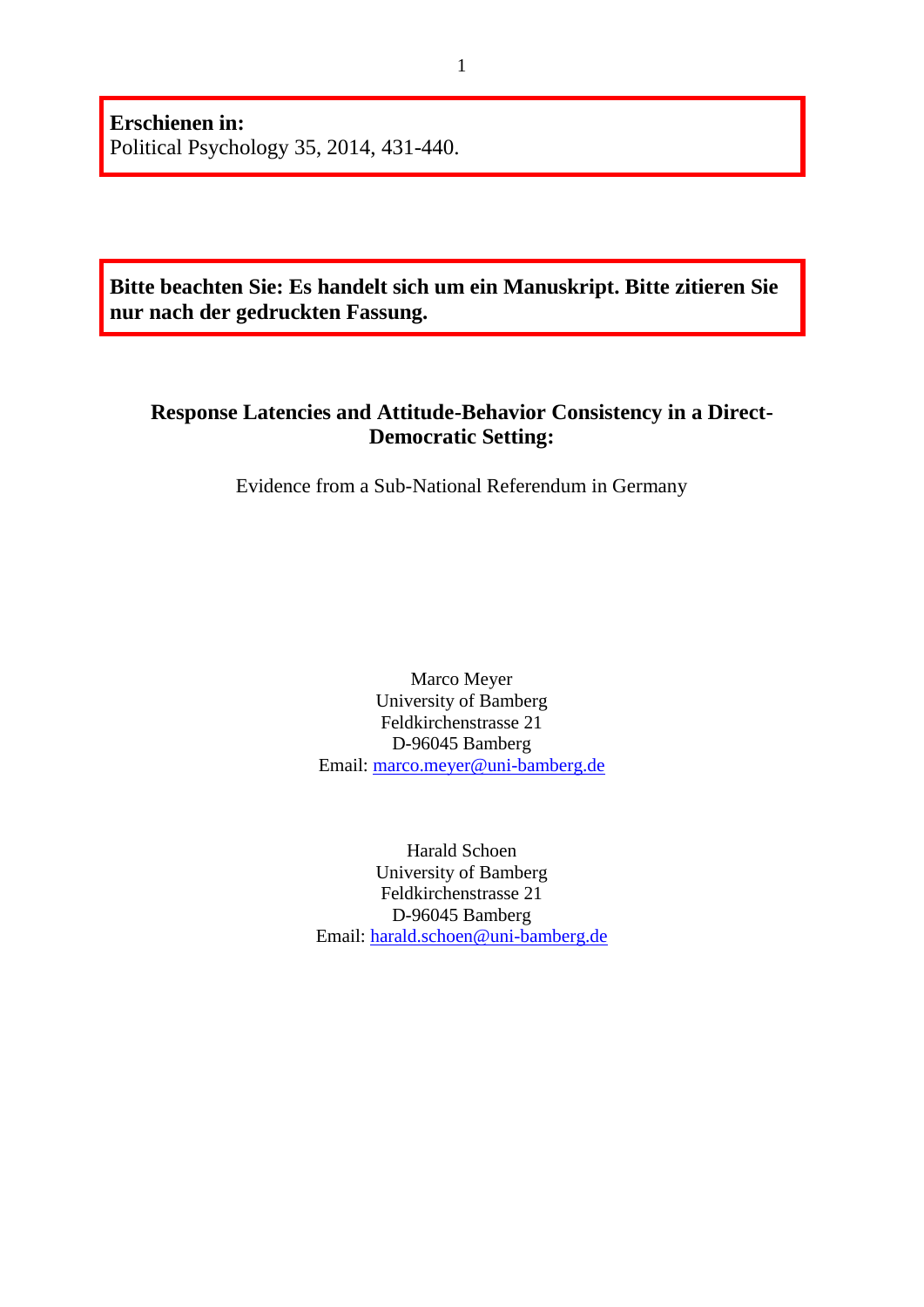**Erschienen in:**
Political Psychology 35, 2014, 431-440.

**Bitte beachten Sie: Es handelt sich um ein Manuskript. Bitte zitieren Sie nur nach der gedruckten Fassung.**

# Response Latencies and Attitude-Behavior Consistency in a Direct-Democratic Setting:

Evidence from a Sub-National Referendum in Germany

Marco Meyer
University of Bamberg
Feldkirchenstrasse 21
D-96045 Bamberg
Email: marco.meyer@uni-bamberg.de

Harald Schoen
University of Bamberg
Feldkirchenstrasse 21
D-96045 Bamberg
Email: harald.schoen@uni-bamberg.de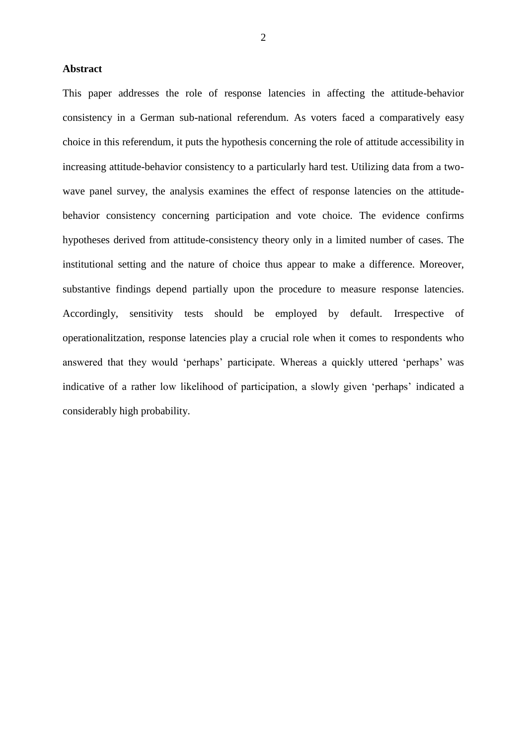**Abstract**

This paper addresses the role of response latencies in affecting the attitude-behavior consistency in a German sub-national referendum. As voters faced a comparatively easy choice in this referendum, it puts the hypothesis concerning the role of attitude accessibility in increasing attitude-behavior consistency to a particularly hard test. Utilizing data from a two-wave panel survey, the analysis examines the effect of response latencies on the attitude-behavior consistency concerning participation and vote choice. The evidence confirms hypotheses derived from attitude-consistency theory only in a limited number of cases. The institutional setting and the nature of choice thus appear to make a difference. Moreover, substantive findings depend partially upon the procedure to measure response latencies. Accordingly, sensitivity tests should be employed by default. Irrespective of operationalitzation, response latencies play a crucial role when it comes to respondents who answered that they would 'perhaps' participate. Whereas a quickly uttered 'perhaps' was indicative of a rather low likelihood of participation, a slowly given 'perhaps' indicated a considerably high probability.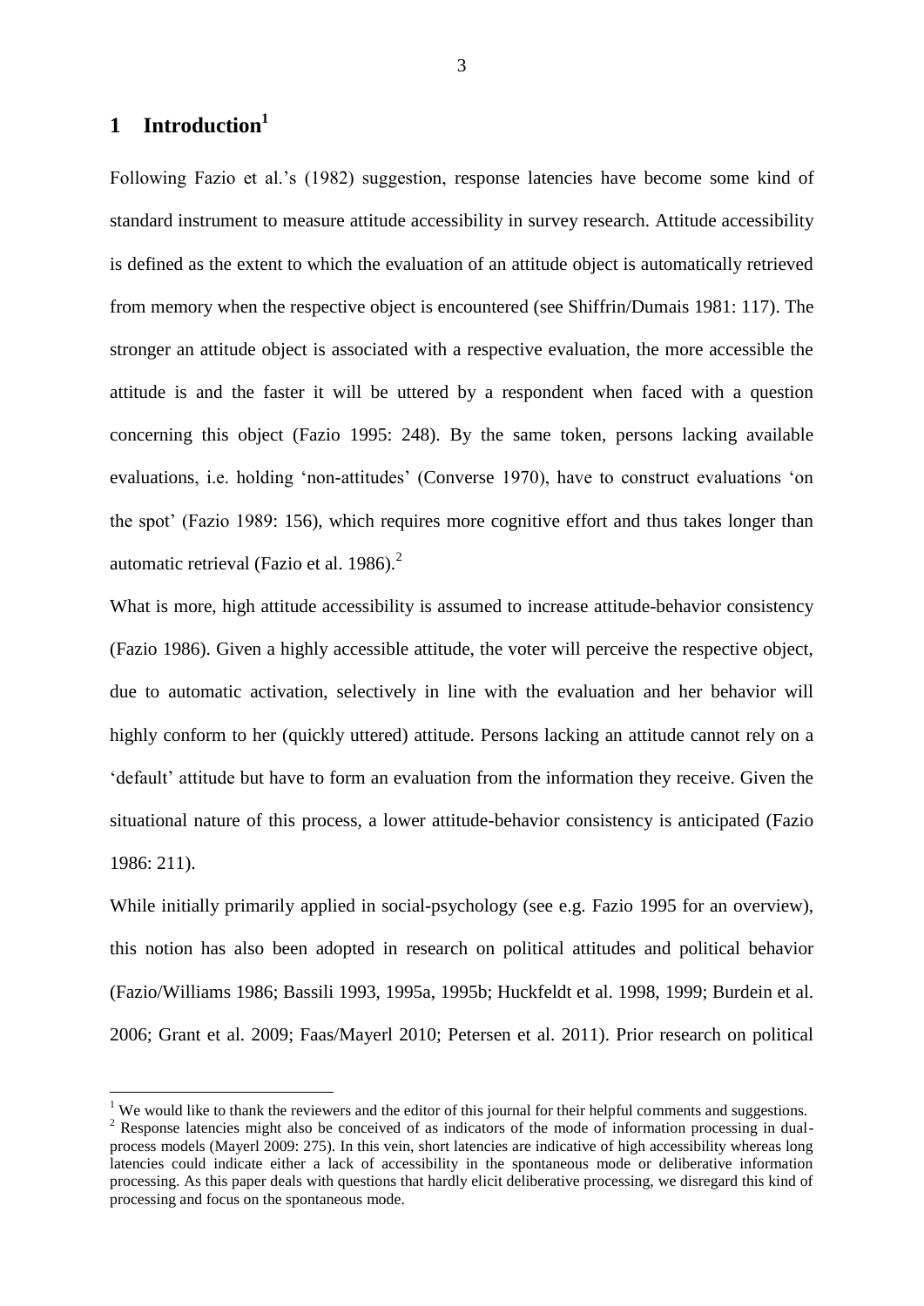# 1 Introduction[1]

Following Fazio et al.'s (1982) suggestion, response latencies have become some kind of standard instrument to measure attitude accessibility in survey research. Attitude accessibility is defined as the extent to which the evaluation of an attitude object is automatically retrieved from memory when the respective object is encountered (see Shiffrin/Dumais 1981: 117). The stronger an attitude object is associated with a respective evaluation, the more accessible the attitude is and the faster it will be uttered by a respondent when faced with a question concerning this object (Fazio 1995: 248). By the same token, persons lacking available evaluations, i.e. holding 'non-attitudes' (Converse 1970), have to construct evaluations 'on the spot' (Fazio 1989: 156), which requires more cognitive effort and thus takes longer than automatic retrieval (Fazio et al. 1986).[2]

What is more, high attitude accessibility is assumed to increase attitude-behavior consistency (Fazio 1986). Given a highly accessible attitude, the voter will perceive the respective object, due to automatic activation, selectively in line with the evaluation and her behavior will highly conform to her (quickly uttered) attitude. Persons lacking an attitude cannot rely on a 'default' attitude but have to form an evaluation from the information they receive. Given the situational nature of this process, a lower attitude-behavior consistency is anticipated (Fazio 1986: 211).

While initially primarily applied in social-psychology (see e.g. Fazio 1995 for an overview), this notion has also been adopted in research on political attitudes and political behavior (Fazio/Williams 1986; Bassili 1993, 1995a, 1995b; Huckfeldt et al. 1998, 1999; Burdein et al. 2006; Grant et al. 2009; Faas/Mayerl 2010; Petersen et al. 2011). Prior research on political

[1] We would like to thank the reviewers and the editor of this journal for their helpful comments and suggestions.

[2] Response latencies might also be conceived of as indicators of the mode of information processing in dual-process models (Mayerl 2009: 275). In this vein, short latencies are indicative of high accessibility whereas long latencies could indicate either a lack of accessibility in the spontaneous mode or deliberative information processing. As this paper deals with questions that hardly elicit deliberative processing, we disregard this kind of processing and focus on the spontaneous mode.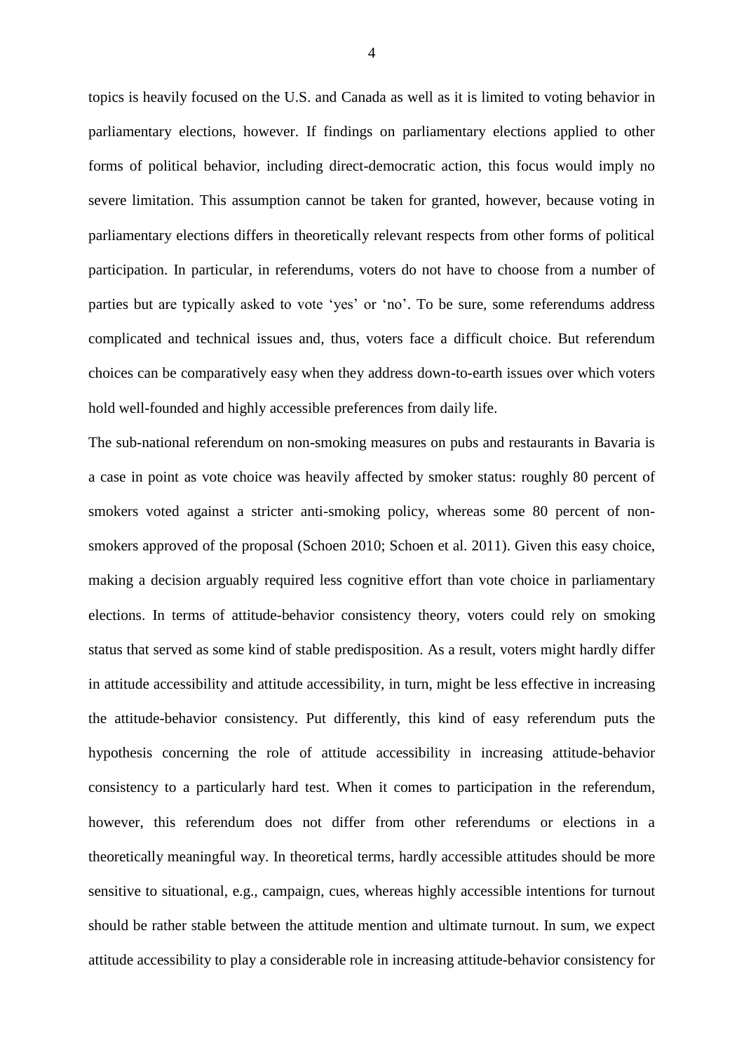topics is heavily focused on the U.S. and Canada as well as it is limited to voting behavior in parliamentary elections, however. If findings on parliamentary elections applied to other forms of political behavior, including direct-democratic action, this focus would imply no severe limitation. This assumption cannot be taken for granted, however, because voting in parliamentary elections differs in theoretically relevant respects from other forms of political participation. In particular, in referendums, voters do not have to choose from a number of parties but are typically asked to vote 'yes' or 'no'. To be sure, some referendums address complicated and technical issues and, thus, voters face a difficult choice. But referendum choices can be comparatively easy when they address down-to-earth issues over which voters hold well-founded and highly accessible preferences from daily life.

The sub-national referendum on non-smoking measures on pubs and restaurants in Bavaria is a case in point as vote choice was heavily affected by smoker status: roughly 80 percent of smokers voted against a stricter anti-smoking policy, whereas some 80 percent of non-smokers approved of the proposal (Schoen 2010; Schoen et al. 2011). Given this easy choice, making a decision arguably required less cognitive effort than vote choice in parliamentary elections. In terms of attitude-behavior consistency theory, voters could rely on smoking status that served as some kind of stable predisposition. As a result, voters might hardly differ in attitude accessibility and attitude accessibility, in turn, might be less effective in increasing the attitude-behavior consistency. Put differently, this kind of easy referendum puts the hypothesis concerning the role of attitude accessibility in increasing attitude-behavior consistency to a particularly hard test. When it comes to participation in the referendum, however, this referendum does not differ from other referendums or elections in a theoretically meaningful way. In theoretical terms, hardly accessible attitudes should be more sensitive to situational, e.g., campaign, cues, whereas highly accessible intentions for turnout should be rather stable between the attitude mention and ultimate turnout. In sum, we expect attitude accessibility to play a considerable role in increasing attitude-behavior consistency for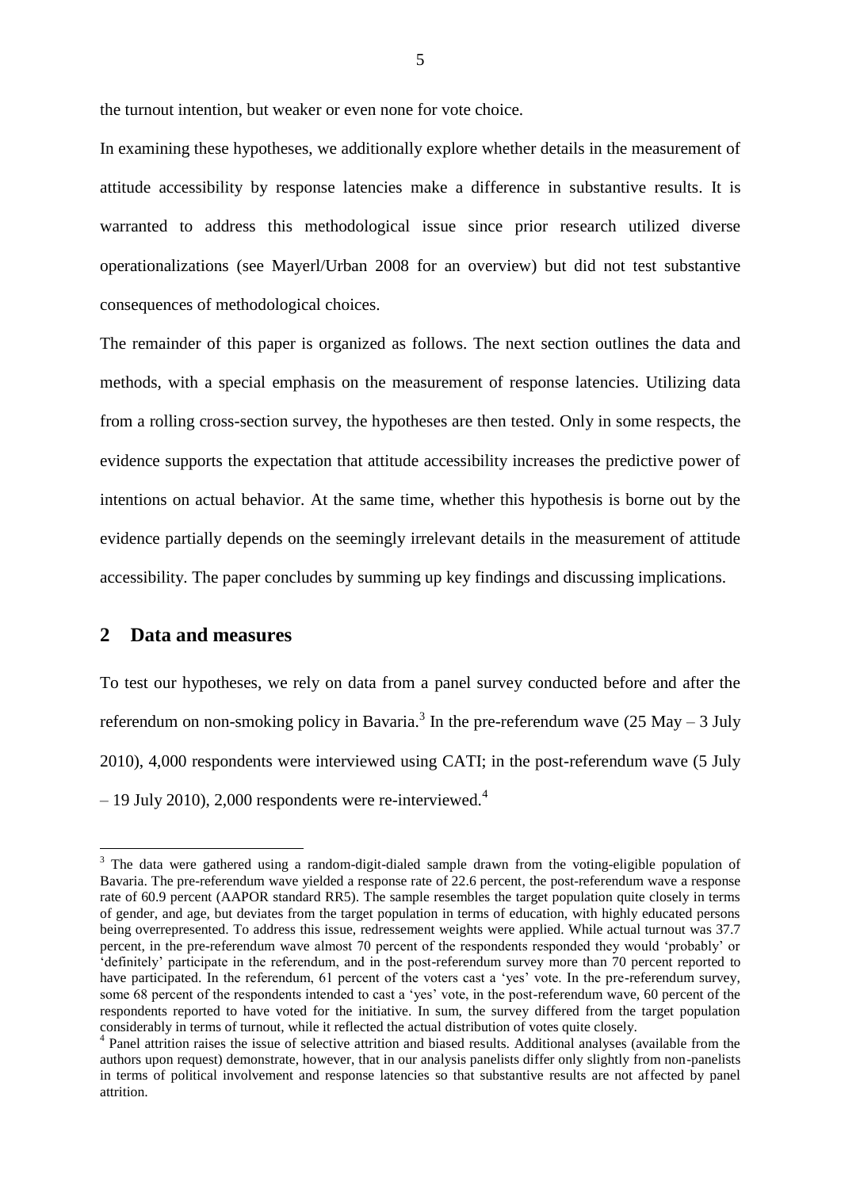the turnout intention, but weaker or even none for vote choice.

In examining these hypotheses, we additionally explore whether details in the measurement of attitude accessibility by response latencies make a difference in substantive results. It is warranted to address this methodological issue since prior research utilized diverse operationalizations (see Mayerl/Urban 2008 for an overview) but did not test substantive consequences of methodological choices.

The remainder of this paper is organized as follows. The next section outlines the data and methods, with a special emphasis on the measurement of response latencies. Utilizing data from a rolling cross-section survey, the hypotheses are then tested. Only in some respects, the evidence supports the expectation that attitude accessibility increases the predictive power of intentions on actual behavior. At the same time, whether this hypothesis is borne out by the evidence partially depends on the seemingly irrelevant details in the measurement of attitude accessibility. The paper concludes by summing up key findings and discussing implications.

## 2 Data and measures

To test our hypotheses, we rely on data from a panel survey conducted before and after the referendum on non-smoking policy in Bavaria.[3] In the pre-referendum wave (25 May – 3 July 2010), 4,000 respondents were interviewed using CATI; in the post-referendum wave (5 July – 19 July 2010), 2,000 respondents were re-interviewed.[4]

[3] The data were gathered using a random-digit-dialed sample drawn from the voting-eligible population of Bavaria. The pre-referendum wave yielded a response rate of 22.6 percent, the post-referendum wave a response rate of 60.9 percent (AAPOR standard RR5). The sample resembles the target population quite closely in terms of gender, and age, but deviates from the target population in terms of education, with highly educated persons being overrepresented. To address this issue, redressement weights were applied. While actual turnout was 37.7 percent, in the pre-referendum wave almost 70 percent of the respondents responded they would 'probably' or 'definitely' participate in the referendum, and in the post-referendum survey more than 70 percent reported to have participated. In the referendum, 61 percent of the voters cast a 'yes' vote. In the pre-referendum survey, some 68 percent of the respondents intended to cast a 'yes' vote, in the post-referendum wave, 60 percent of the respondents reported to have voted for the initiative. In sum, the survey differed from the target population considerably in terms of turnout, while it reflected the actual distribution of votes quite closely.

[4] Panel attrition raises the issue of selective attrition and biased results. Additional analyses (available from the authors upon request) demonstrate, however, that in our analysis panelists differ only slightly from non-panelists in terms of political involvement and response latencies so that substantive results are not affected by panel attrition.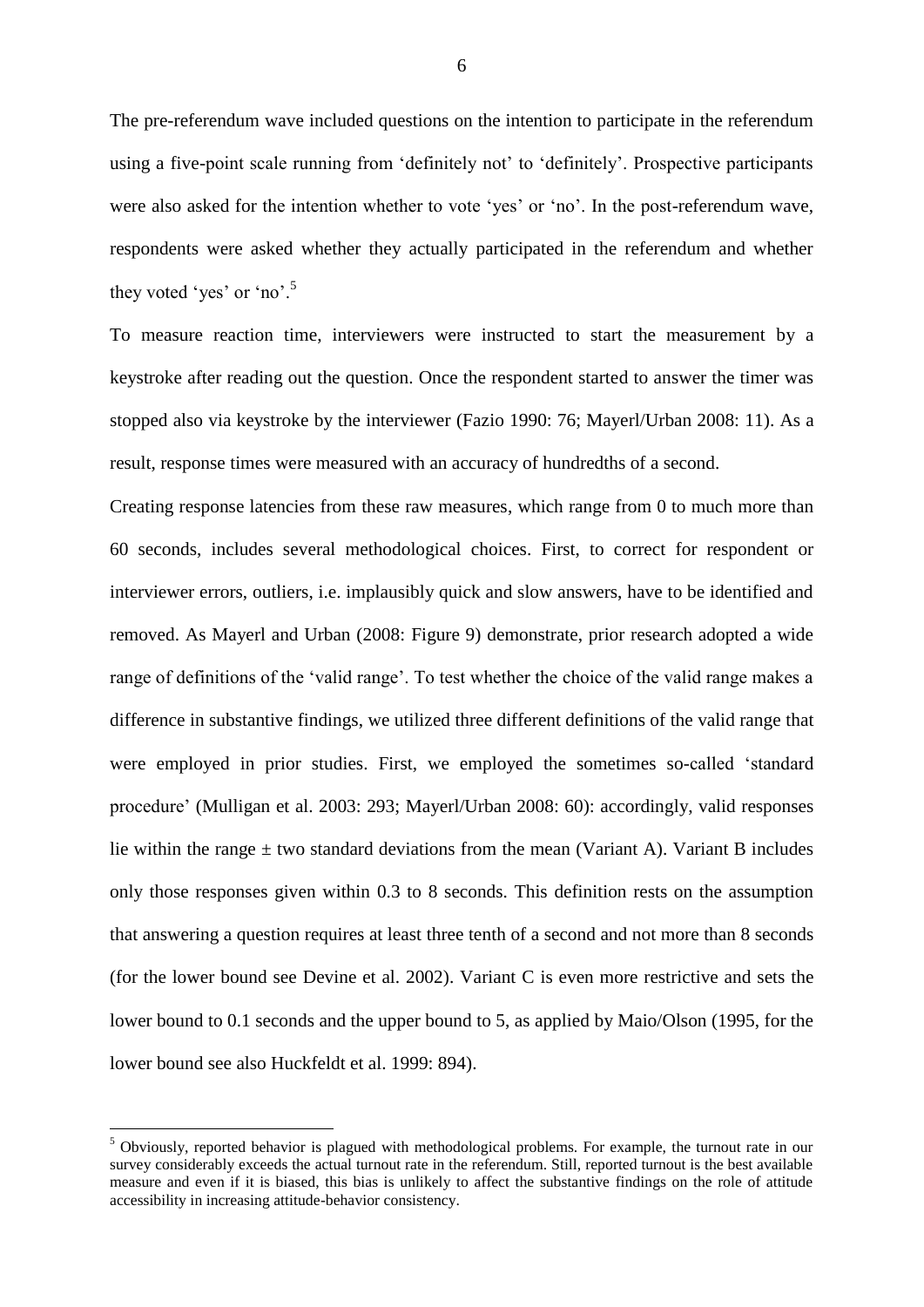The pre-referendum wave included questions on the intention to participate in the referendum using a five-point scale running from 'definitely not' to 'definitely'. Prospective participants were also asked for the intention whether to vote 'yes' or 'no'. In the post-referendum wave, respondents were asked whether they actually participated in the referendum and whether they voted 'yes' or 'no'.[5]

To measure reaction time, interviewers were instructed to start the measurement by a keystroke after reading out the question. Once the respondent started to answer the timer was stopped also via keystroke by the interviewer (Fazio 1990: 76; Mayerl/Urban 2008: 11). As a result, response times were measured with an accuracy of hundredths of a second.

Creating response latencies from these raw measures, which range from 0 to much more than 60 seconds, includes several methodological choices. First, to correct for respondent or interviewer errors, outliers, i.e. implausibly quick and slow answers, have to be identified and removed. As Mayerl and Urban (2008: Figure 9) demonstrate, prior research adopted a wide range of definitions of the 'valid range'. To test whether the choice of the valid range makes a difference in substantive findings, we utilized three different definitions of the valid range that were employed in prior studies. First, we employed the sometimes so-called 'standard procedure' (Mulligan et al. 2003: 293; Mayerl/Urban 2008: 60): accordingly, valid responses lie within the range $\pm$ two standard deviations from the mean (Variant A). Variant B includes only those responses given within 0.3 to 8 seconds. This definition rests on the assumption that answering a question requires at least three tenth of a second and not more than 8 seconds (for the lower bound see Devine et al. 2002). Variant C is even more restrictive and sets the lower bound to 0.1 seconds and the upper bound to 5, as applied by Maio/Olson (1995, for the lower bound see also Huckfeldt et al. 1999: 894).

[5] Obviously, reported behavior is plagued with methodological problems. For example, the turnout rate in our survey considerably exceeds the actual turnout rate in the referendum. Still, reported turnout is the best available measure and even if it is biased, this bias is unlikely to affect the substantive findings on the role of attitude accessibility in increasing attitude-behavior consistency.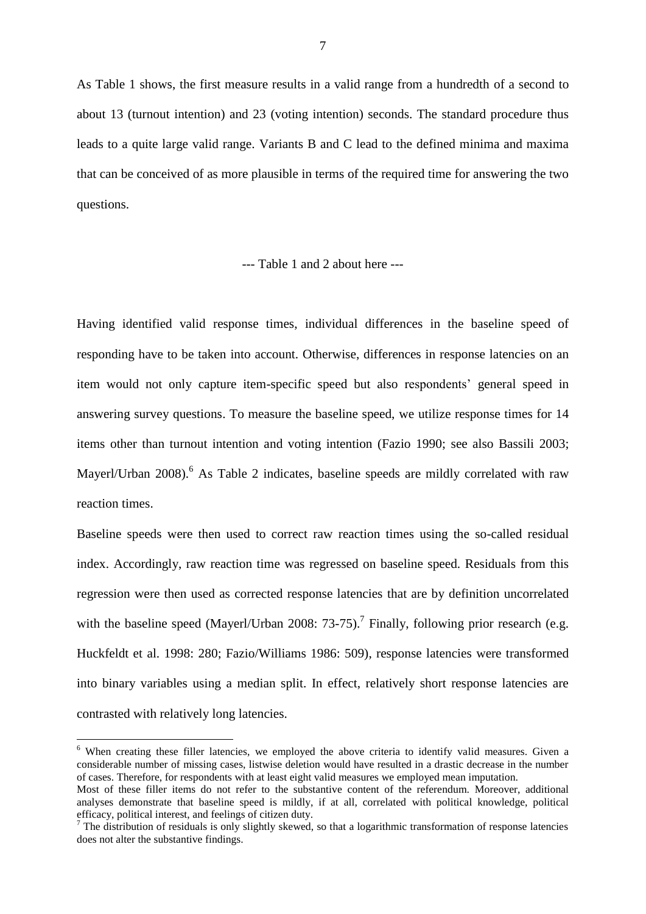As Table 1 shows, the first measure results in a valid range from a hundredth of a second to about 13 (turnout intention) and 23 (voting intention) seconds. The standard procedure thus leads to a quite large valid range. Variants B and C lead to the defined minima and maxima that can be conceived of as more plausible in terms of the required time for answering the two questions.

--- Table 1 and 2 about here ---

Having identified valid response times, individual differences in the baseline speed of responding have to be taken into account. Otherwise, differences in response latencies on an item would not only capture item-specific speed but also respondents' general speed in answering survey questions. To measure the baseline speed, we utilize response times for 14 items other than turnout intention and voting intention (Fazio 1990; see also Bassili 2003; Mayerl/Urban 2008).[6] As Table 2 indicates, baseline speeds are mildly correlated with raw reaction times.

Baseline speeds were then used to correct raw reaction times using the so-called residual index. Accordingly, raw reaction time was regressed on baseline speed. Residuals from this regression were then used as corrected response latencies that are by definition uncorrelated with the baseline speed (Mayerl/Urban 2008: 73-75).[7] Finally, following prior research (e.g. Huckfeldt et al. 1998: 280; Fazio/Williams 1986: 509), response latencies were transformed into binary variables using a median split. In effect, relatively short response latencies are contrasted with relatively long latencies.

[6] When creating these filler latencies, we employed the above criteria to identify valid measures. Given a considerable number of missing cases, listwise deletion would have resulted in a drastic decrease in the number of cases. Therefore, for respondents with at least eight valid measures we employed mean imputation.
Most of these filler items do not refer to the substantive content of the referendum. Moreover, additional analyses demonstrate that baseline speed is mildly, if at all, correlated with political knowledge, political efficacy, political interest, and feelings of citizen duty.

[7] The distribution of residuals is only slightly skewed, so that a logarithmic transformation of response latencies does not alter the substantive findings.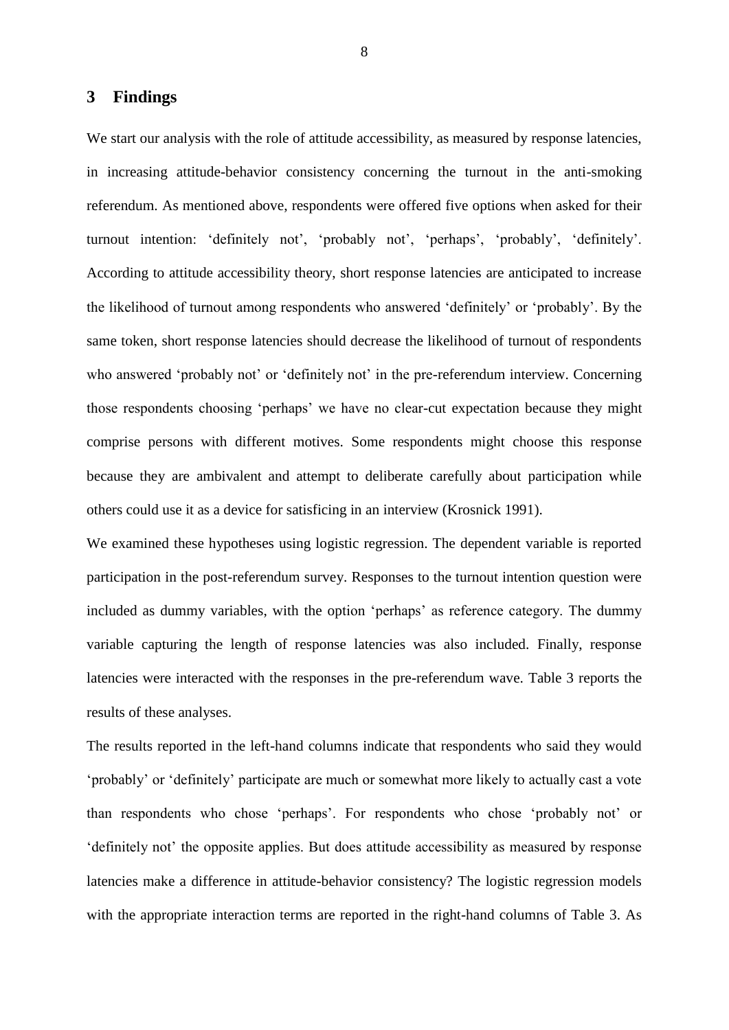## 3 Findings

We start our analysis with the role of attitude accessibility, as measured by response latencies, in increasing attitude-behavior consistency concerning the turnout in the anti-smoking referendum. As mentioned above, respondents were offered five options when asked for their turnout intention: 'definitely not', 'probably not', 'perhaps', 'probably', 'definitely'. According to attitude accessibility theory, short response latencies are anticipated to increase the likelihood of turnout among respondents who answered 'definitely' or 'probably'. By the same token, short response latencies should decrease the likelihood of turnout of respondents who answered 'probably not' or 'definitely not' in the pre-referendum interview. Concerning those respondents choosing 'perhaps' we have no clear-cut expectation because they might comprise persons with different motives. Some respondents might choose this response because they are ambivalent and attempt to deliberate carefully about participation while others could use it as a device for satisficing in an interview (Krosnick 1991).

We examined these hypotheses using logistic regression. The dependent variable is reported participation in the post-referendum survey. Responses to the turnout intention question were included as dummy variables, with the option 'perhaps' as reference category. The dummy variable capturing the length of response latencies was also included. Finally, response latencies were interacted with the responses in the pre-referendum wave. Table 3 reports the results of these analyses.

The results reported in the left-hand columns indicate that respondents who said they would 'probably' or 'definitely' participate are much or somewhat more likely to actually cast a vote than respondents who chose 'perhaps'. For respondents who chose 'probably not' or 'definitely not' the opposite applies. But does attitude accessibility as measured by response latencies make a difference in attitude-behavior consistency? The logistic regression models with the appropriate interaction terms are reported in the right-hand columns of Table 3. As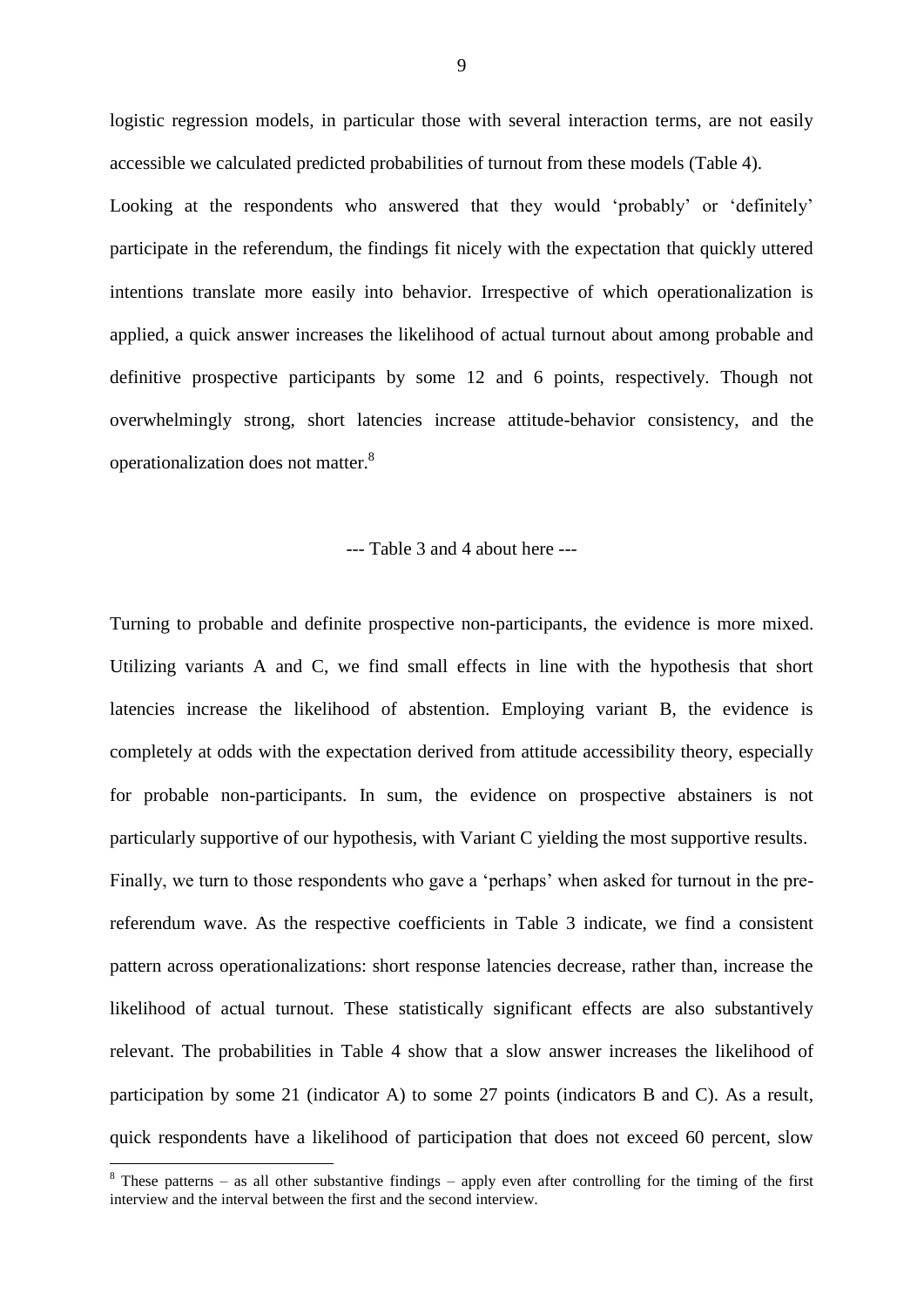logistic regression models, in particular those with several interaction terms, are not easily accessible we calculated predicted probabilities of turnout from these models (Table 4).

Looking at the respondents who answered that they would 'probably' or 'definitely' participate in the referendum, the findings fit nicely with the expectation that quickly uttered intentions translate more easily into behavior. Irrespective of which operationalization is applied, a quick answer increases the likelihood of actual turnout about among probable and definitive prospective participants by some 12 and 6 points, respectively. Though not overwhelmingly strong, short latencies increase attitude-behavior consistency, and the operationalization does not matter.[8]

--- Table 3 and 4 about here ---

Turning to probable and definite prospective non-participants, the evidence is more mixed. Utilizing variants A and C, we find small effects in line with the hypothesis that short latencies increase the likelihood of abstention. Employing variant B, the evidence is completely at odds with the expectation derived from attitude accessibility theory, especially for probable non-participants. In sum, the evidence on prospective abstainers is not particularly supportive of our hypothesis, with Variant C yielding the most supportive results.

Finally, we turn to those respondents who gave a 'perhaps' when asked for turnout in the pre-referendum wave. As the respective coefficients in Table 3 indicate, we find a consistent pattern across operationalizations: short response latencies decrease, rather than, increase the likelihood of actual turnout. These statistically significant effects are also substantively relevant. The probabilities in Table 4 show that a slow answer increases the likelihood of participation by some 21 (indicator A) to some 27 points (indicators B and C). As a result, quick respondents have a likelihood of participation that does not exceed 60 percent, slow

[8] These patterns – as all other substantive findings – apply even after controlling for the timing of the first interview and the interval between the first and the second interview.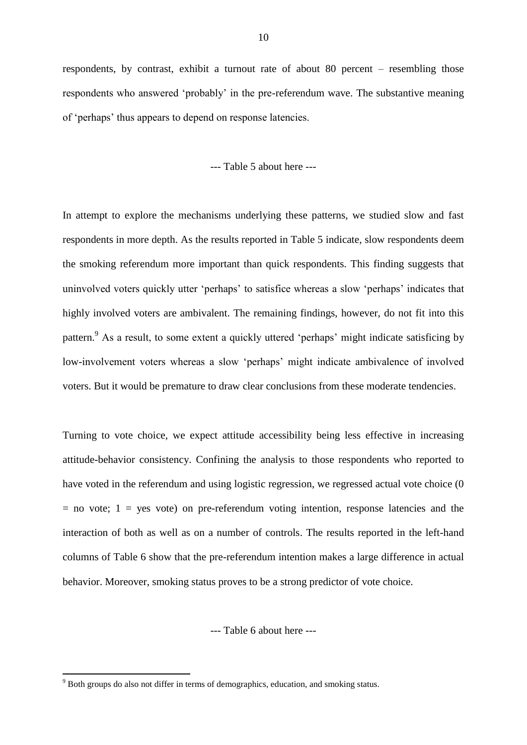respondents, by contrast, exhibit a turnout rate of about 80 percent – resembling those respondents who answered 'probably' in the pre-referendum wave. The substantive meaning of 'perhaps' thus appears to depend on response latencies.

--- Table 5 about here ---

In attempt to explore the mechanisms underlying these patterns, we studied slow and fast respondents in more depth. As the results reported in Table 5 indicate, slow respondents deem the smoking referendum more important than quick respondents. This finding suggests that uninvolved voters quickly utter 'perhaps' to satisfice whereas a slow 'perhaps' indicates that highly involved voters are ambivalent. The remaining findings, however, do not fit into this pattern.[9] As a result, to some extent a quickly uttered 'perhaps' might indicate satisficing by low-involvement voters whereas a slow 'perhaps' might indicate ambivalence of involved voters. But it would be premature to draw clear conclusions from these moderate tendencies.

Turning to vote choice, we expect attitude accessibility being less effective in increasing attitude-behavior consistency. Confining the analysis to those respondents who reported to have voted in the referendum and using logistic regression, we regressed actual vote choice (0 = no vote; 1 = yes vote) on pre-referendum voting intention, response latencies and the interaction of both as well as on a number of controls. The results reported in the left-hand columns of Table 6 show that the pre-referendum intention makes a large difference in actual behavior. Moreover, smoking status proves to be a strong predictor of vote choice.

--- Table 6 about here ---

[9] Both groups do also not differ in terms of demographics, education, and smoking status.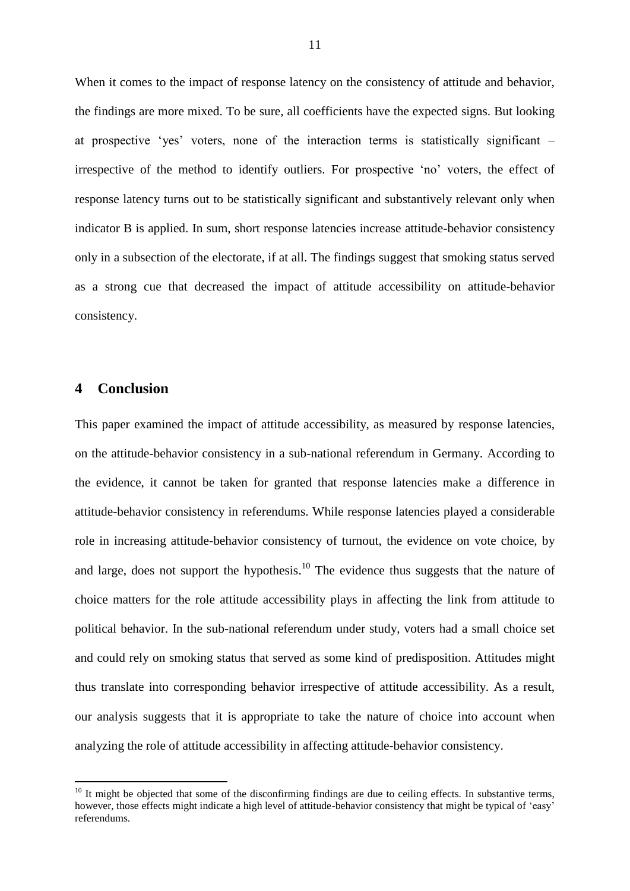When it comes to the impact of response latency on the consistency of attitude and behavior, the findings are more mixed. To be sure, all coefficients have the expected signs. But looking at prospective 'yes' voters, none of the interaction terms is statistically significant – irrespective of the method to identify outliers. For prospective 'no' voters, the effect of response latency turns out to be statistically significant and substantively relevant only when indicator B is applied. In sum, short response latencies increase attitude-behavior consistency only in a subsection of the electorate, if at all. The findings suggest that smoking status served as a strong cue that decreased the impact of attitude accessibility on attitude-behavior consistency.

# 4 Conclusion

This paper examined the impact of attitude accessibility, as measured by response latencies, on the attitude-behavior consistency in a sub-national referendum in Germany. According to the evidence, it cannot be taken for granted that response latencies make a difference in attitude-behavior consistency in referendums. While response latencies played a considerable role in increasing attitude-behavior consistency of turnout, the evidence on vote choice, by and large, does not support the hypothesis.[10] The evidence thus suggests that the nature of choice matters for the role attitude accessibility plays in affecting the link from attitude to political behavior. In the sub-national referendum under study, voters had a small choice set and could rely on smoking status that served as some kind of predisposition. Attitudes might thus translate into corresponding behavior irrespective of attitude accessibility. As a result, our analysis suggests that it is appropriate to take the nature of choice into account when analyzing the role of attitude accessibility in affecting attitude-behavior consistency.

[10] It might be objected that some of the disconfirming findings are due to ceiling effects. In substantive terms, however, those effects might indicate a high level of attitude-behavior consistency that might be typical of 'easy' referendums.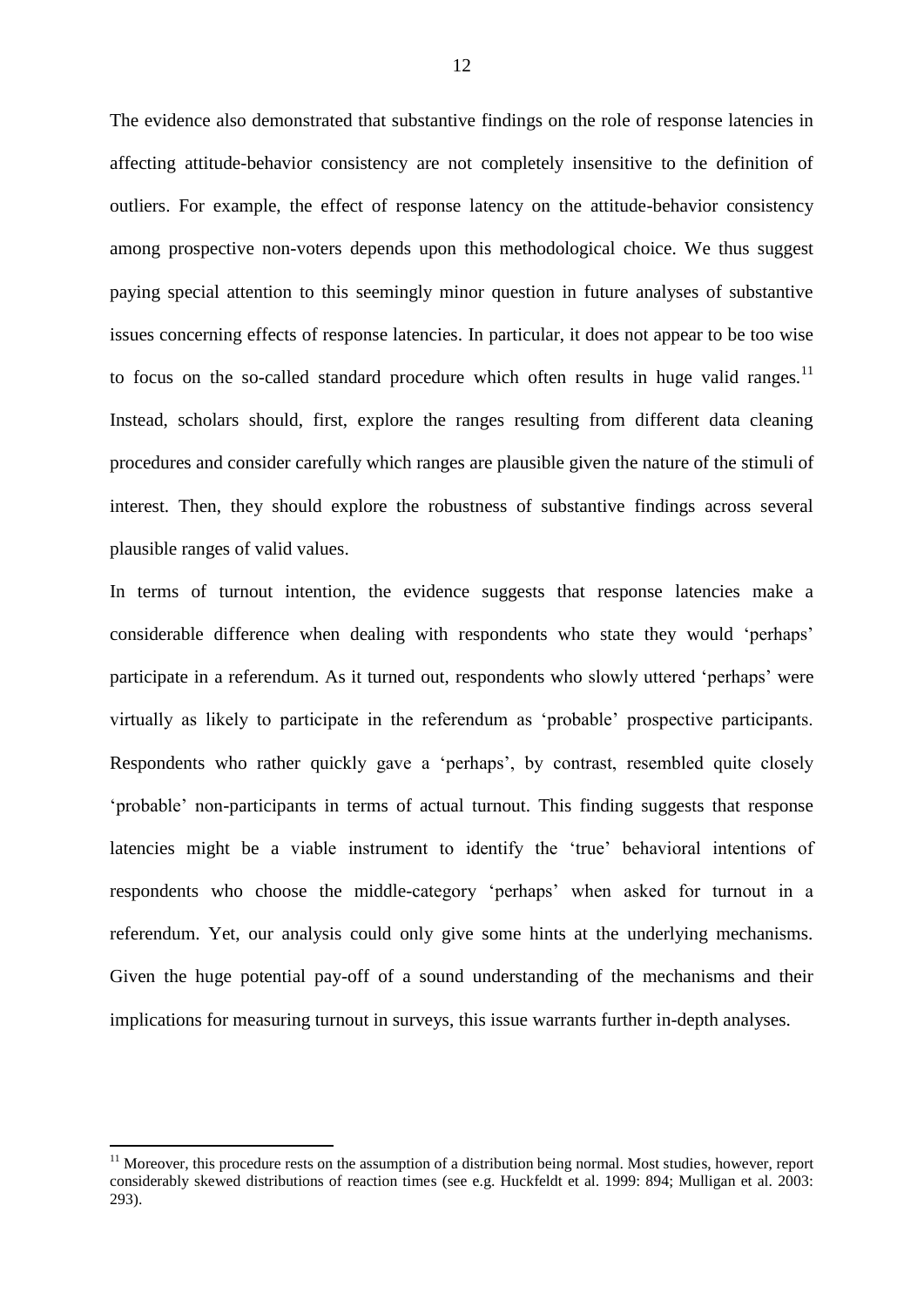The evidence also demonstrated that substantive findings on the role of response latencies in affecting attitude-behavior consistency are not completely insensitive to the definition of outliers. For example, the effect of response latency on the attitude-behavior consistency among prospective non-voters depends upon this methodological choice. We thus suggest paying special attention to this seemingly minor question in future analyses of substantive issues concerning effects of response latencies. In particular, it does not appear to be too wise to focus on the so-called standard procedure which often results in huge valid ranges.[11] Instead, scholars should, first, explore the ranges resulting from different data cleaning procedures and consider carefully which ranges are plausible given the nature of the stimuli of interest. Then, they should explore the robustness of substantive findings across several plausible ranges of valid values.

In terms of turnout intention, the evidence suggests that response latencies make a considerable difference when dealing with respondents who state they would 'perhaps' participate in a referendum. As it turned out, respondents who slowly uttered 'perhaps' were virtually as likely to participate in the referendum as 'probable' prospective participants. Respondents who rather quickly gave a 'perhaps', by contrast, resembled quite closely 'probable' non-participants in terms of actual turnout. This finding suggests that response latencies might be a viable instrument to identify the 'true' behavioral intentions of respondents who choose the middle-category 'perhaps' when asked for turnout in a referendum. Yet, our analysis could only give some hints at the underlying mechanisms. Given the huge potential pay-off of a sound understanding of the mechanisms and their implications for measuring turnout in surveys, this issue warrants further in-depth analyses.

[11] Moreover, this procedure rests on the assumption of a distribution being normal. Most studies, however, report considerably skewed distributions of reaction times (see e.g. Huckfeldt et al. 1999: 894; Mulligan et al. 2003: 293).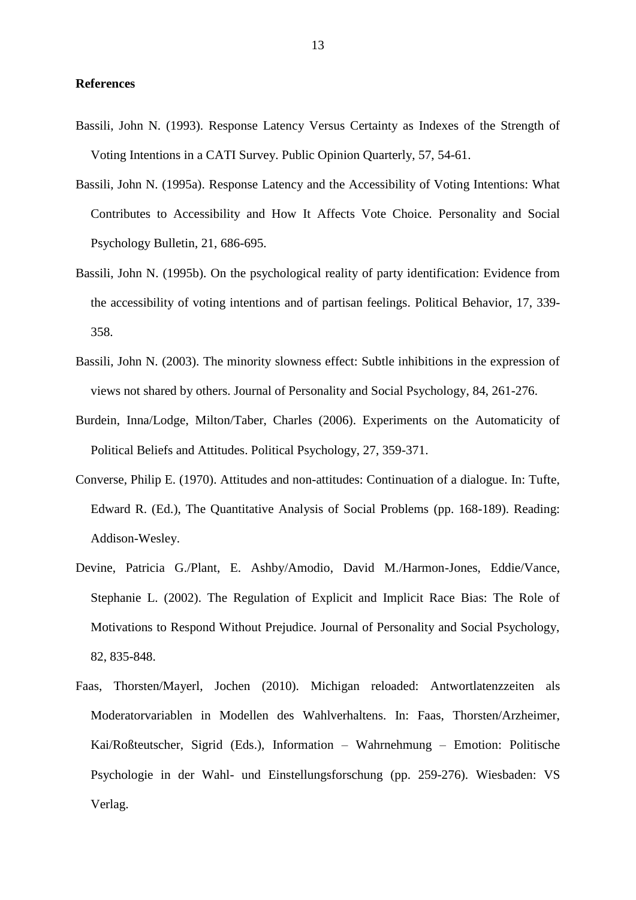**References**

Bassili, John N. (1993). Response Latency Versus Certainty as Indexes of the Strength of Voting Intentions in a CATI Survey. Public Opinion Quarterly, 57, 54-61.

Bassili, John N. (1995a). Response Latency and the Accessibility of Voting Intentions: What Contributes to Accessibility and How It Affects Vote Choice. Personality and Social Psychology Bulletin, 21, 686-695.

Bassili, John N. (1995b). On the psychological reality of party identification: Evidence from the accessibility of voting intentions and of partisan feelings. Political Behavior, 17, 339-358.

Bassili, John N. (2003). The minority slowness effect: Subtle inhibitions in the expression of views not shared by others. Journal of Personality and Social Psychology, 84, 261-276.

Burdein, Inna/Lodge, Milton/Taber, Charles (2006). Experiments on the Automaticity of Political Beliefs and Attitudes. Political Psychology, 27, 359-371.

Converse, Philip E. (1970). Attitudes and non-attitudes: Continuation of a dialogue. In: Tufte, Edward R. (Ed.), The Quantitative Analysis of Social Problems (pp. 168-189). Reading: Addison-Wesley.

Devine, Patricia G./Plant, E. Ashby/Amodio, David M./Harmon-Jones, Eddie/Vance, Stephanie L. (2002). The Regulation of Explicit and Implicit Race Bias: The Role of Motivations to Respond Without Prejudice. Journal of Personality and Social Psychology, 82, 835-848.

Faas, Thorsten/Mayerl, Jochen (2010). Michigan reloaded: Antwortlatenzzeiten als Moderatorvariablen in Modellen des Wahlverhaltens. In: Faas, Thorsten/Arzheimer, Kai/Roßteutscher, Sigrid (Eds.), Information – Wahrnehmung – Emotion: Politische Psychologie in der Wahl- und Einstellungsforschung (pp. 259-276). Wiesbaden: VS Verlag.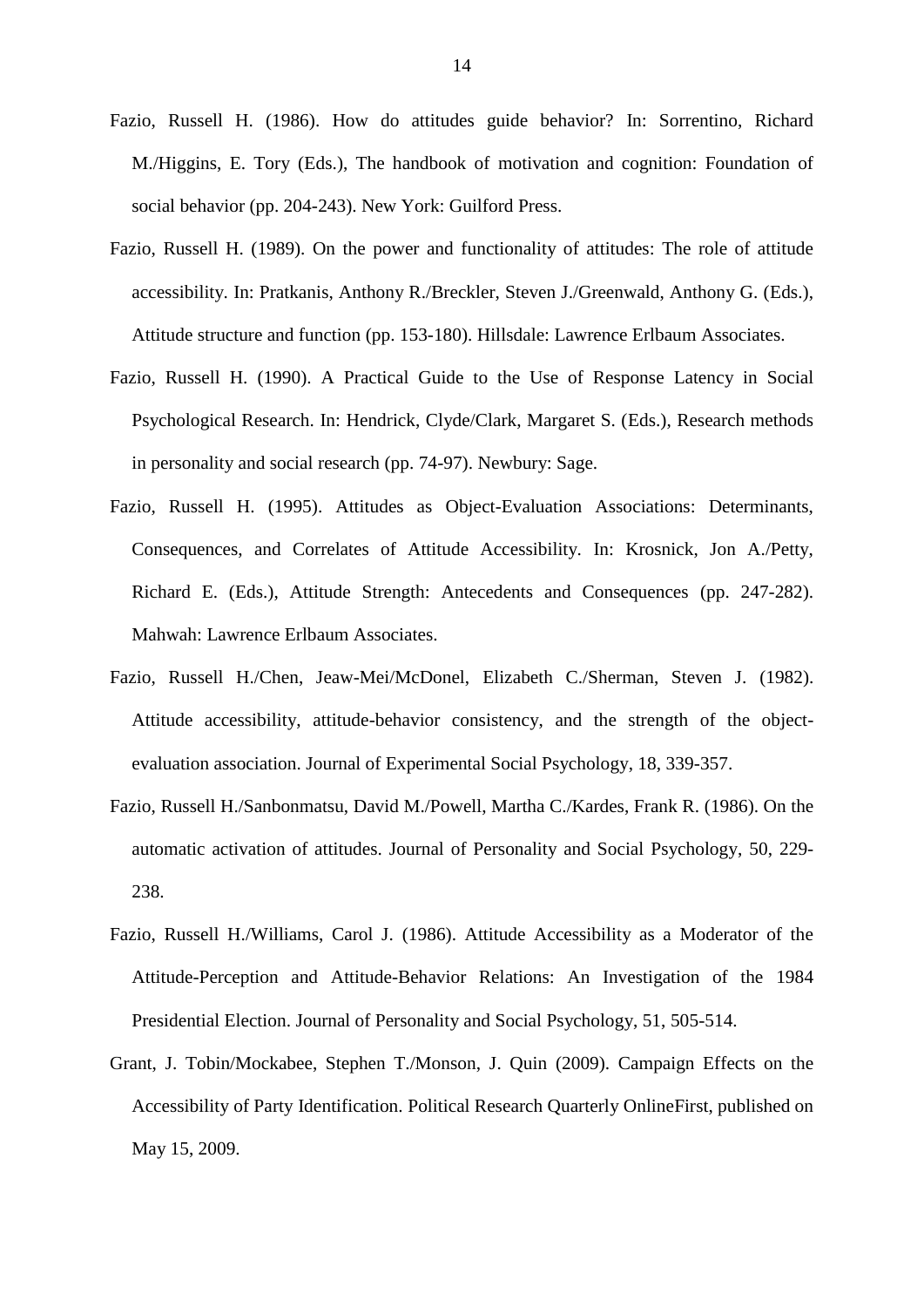Fazio, Russell H. (1986). How do attitudes guide behavior? In: Sorrentino, Richard M./Higgins, E. Tory (Eds.), The handbook of motivation and cognition: Foundation of social behavior (pp. 204-243). New York: Guilford Press.

Fazio, Russell H. (1989). On the power and functionality of attitudes: The role of attitude accessibility. In: Pratkanis, Anthony R./Breckler, Steven J./Greenwald, Anthony G. (Eds.), Attitude structure and function (pp. 153-180). Hillsdale: Lawrence Erlbaum Associates.

Fazio, Russell H. (1990). A Practical Guide to the Use of Response Latency in Social Psychological Research. In: Hendrick, Clyde/Clark, Margaret S. (Eds.), Research methods in personality and social research (pp. 74-97). Newbury: Sage.

Fazio, Russell H. (1995). Attitudes as Object-Evaluation Associations: Determinants, Consequences, and Correlates of Attitude Accessibility. In: Krosnick, Jon A./Petty, Richard E. (Eds.), Attitude Strength: Antecedents and Consequences (pp. 247-282). Mahwah: Lawrence Erlbaum Associates.

Fazio, Russell H./Chen, Jeaw-Mei/McDonel, Elizabeth C./Sherman, Steven J. (1982). Attitude accessibility, attitude-behavior consistency, and the strength of the object-evaluation association. Journal of Experimental Social Psychology, 18, 339-357.

Fazio, Russell H./Sanbonmatsu, David M./Powell, Martha C./Kardes, Frank R. (1986). On the automatic activation of attitudes. Journal of Personality and Social Psychology, 50, 229-238.

Fazio, Russell H./Williams, Carol J. (1986). Attitude Accessibility as a Moderator of the Attitude-Perception and Attitude-Behavior Relations: An Investigation of the 1984 Presidential Election. Journal of Personality and Social Psychology, 51, 505-514.

Grant, J. Tobin/Mockabee, Stephen T./Monson, J. Quin (2009). Campaign Effects on the Accessibility of Party Identification. Political Research Quarterly OnlineFirst, published on May 15, 2009.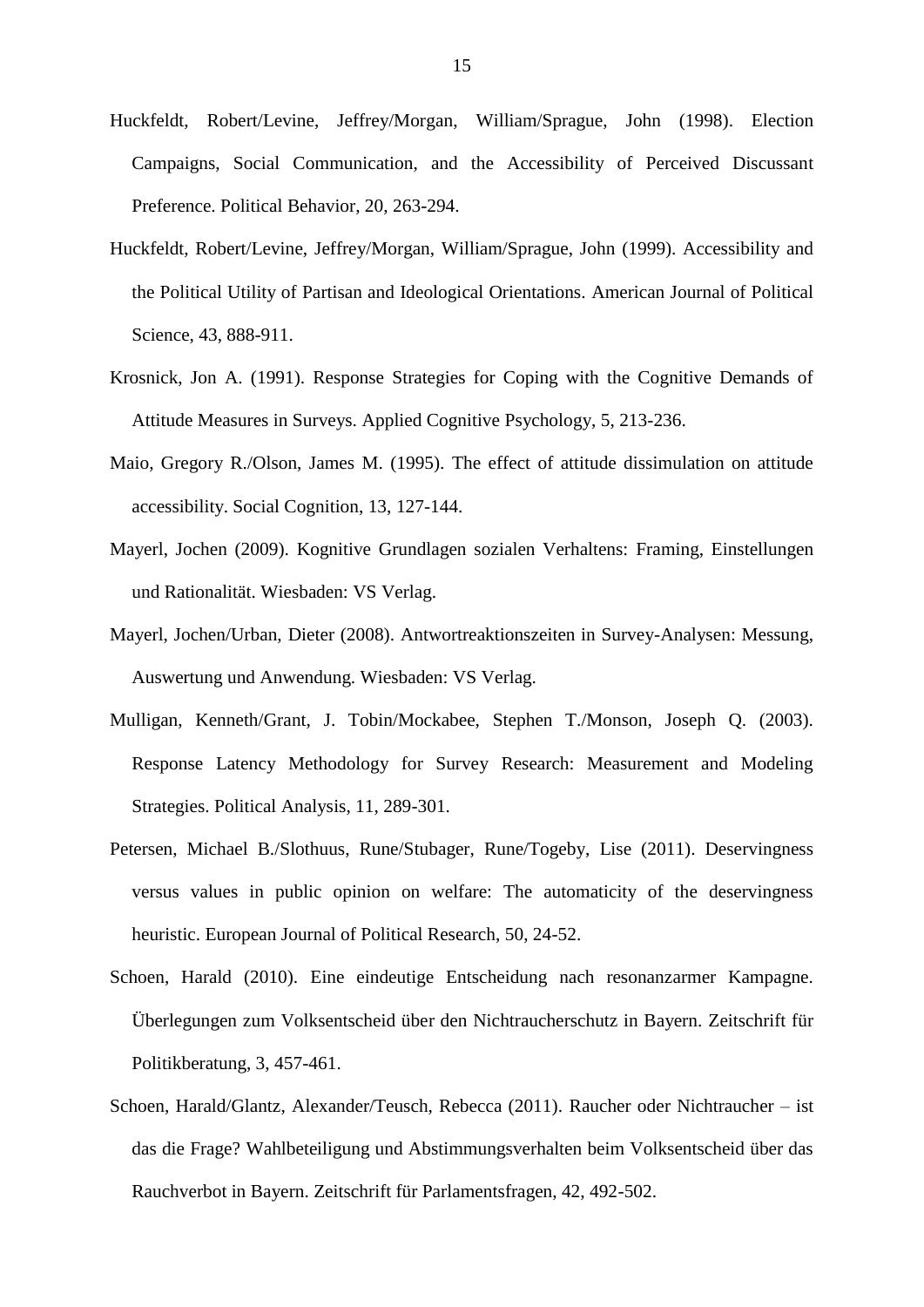Huckfeldt, Robert/Levine, Jeffrey/Morgan, William/Sprague, John (1998). Election Campaigns, Social Communication, and the Accessibility of Perceived Discussant Preference. Political Behavior, 20, 263-294.

Huckfeldt, Robert/Levine, Jeffrey/Morgan, William/Sprague, John (1999). Accessibility and the Political Utility of Partisan and Ideological Orientations. American Journal of Political Science, 43, 888-911.

Krosnick, Jon A. (1991). Response Strategies for Coping with the Cognitive Demands of Attitude Measures in Surveys. Applied Cognitive Psychology, 5, 213-236.

Maio, Gregory R./Olson, James M. (1995). The effect of attitude dissimulation on attitude accessibility. Social Cognition, 13, 127-144.

Mayerl, Jochen (2009). Kognitive Grundlagen sozialen Verhaltens: Framing, Einstellungen und Rationalität. Wiesbaden: VS Verlag.

Mayerl, Jochen/Urban, Dieter (2008). Antwortreaktionszeiten in Survey-Analysen: Messung, Auswertung und Anwendung. Wiesbaden: VS Verlag.

Mulligan, Kenneth/Grant, J. Tobin/Mockabee, Stephen T./Monson, Joseph Q. (2003). Response Latency Methodology for Survey Research: Measurement and Modeling Strategies. Political Analysis, 11, 289-301.

Petersen, Michael B./Slothuus, Rune/Stubager, Rune/Togeby, Lise (2011). Deservingness versus values in public opinion on welfare: The automaticity of the deservingness heuristic. European Journal of Political Research, 50, 24-52.

Schoen, Harald (2010). Eine eindeutige Entscheidung nach resonanzarmer Kampagne. Überlegungen zum Volksentscheid über den Nichtraucherschutz in Bayern. Zeitschrift für Politikberatung, 3, 457-461.

Schoen, Harald/Glantz, Alexander/Teusch, Rebecca (2011). Raucher oder Nichtraucher – ist das die Frage? Wahlbeteiligung und Abstimmungsverhalten beim Volksentscheid über das Rauchverbot in Bayern. Zeitschrift für Parlamentsfragen, 42, 492-502.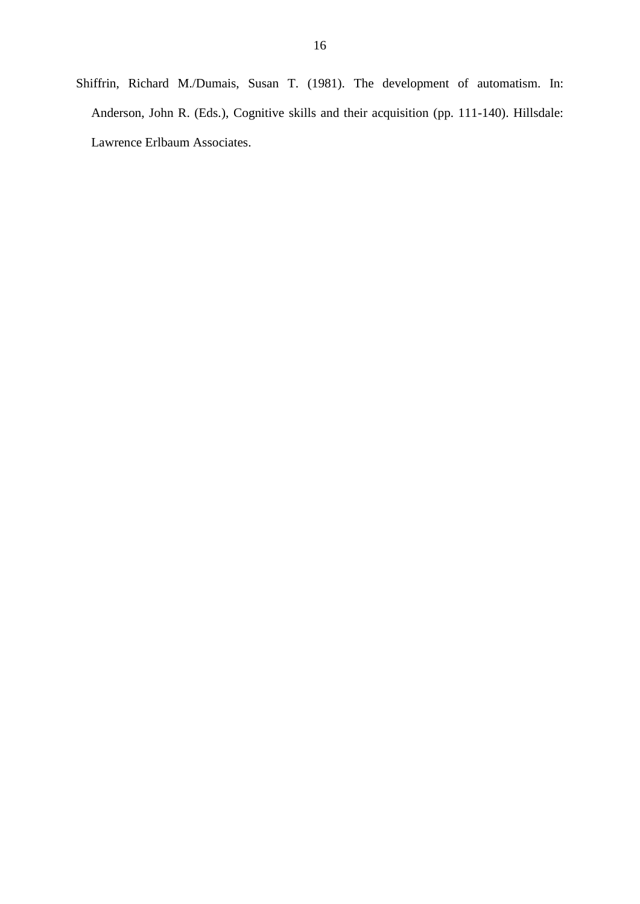Shiffrin, Richard M./Dumais, Susan T. (1981). The development of automatism. In: Anderson, John R. (Eds.), Cognitive skills and their acquisition (pp. 111-140). Hillsdale: Lawrence Erlbaum Associates.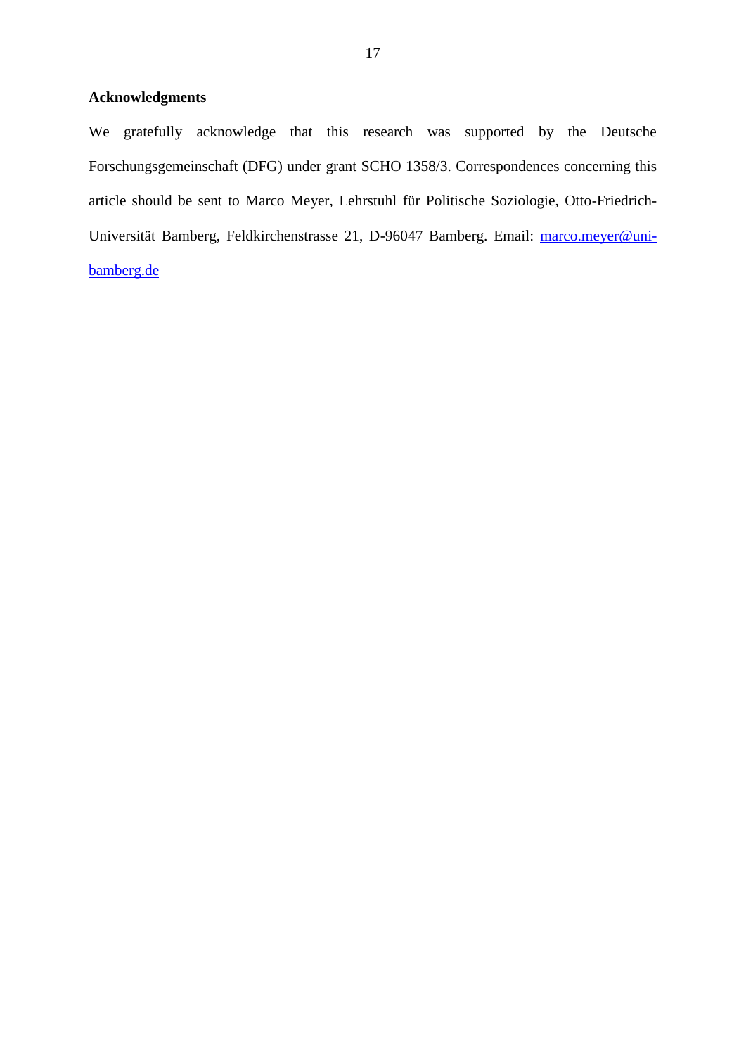## Acknowledgments

We gratefully acknowledge that this research was supported by the Deutsche Forschungsgemeinschaft (DFG) under grant SCHO 1358/3. Correspondences concerning this article should be sent to Marco Meyer, Lehrstuhl für Politische Soziologie, Otto-Friedrich-Universität Bamberg, Feldkirchenstrasse 21, D-96047 Bamberg. Email: marco.meyer@uni-bamberg.de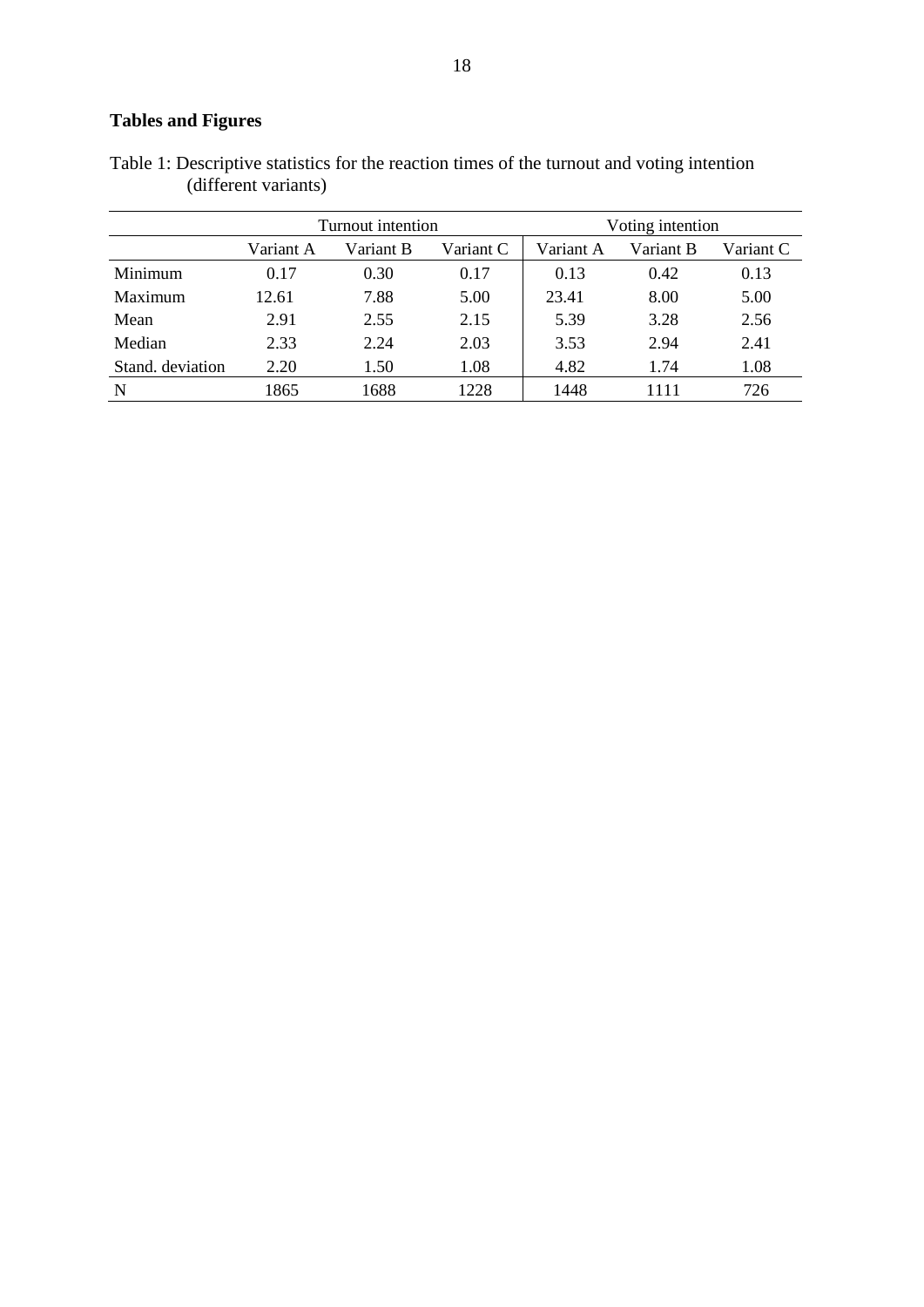# Tables and Figures

Table 1: Descriptive statistics for the reaction times of the turnout and voting intention (different variants)

| | Turnout intention | | | Voting intention | | |
|---|---|---|---|---|---|---|
| | Variant A | Variant B | Variant C | Variant A | Variant B | Variant C |
| Minimum | 0.17 | 0.30 | 0.17 | 0.13 | 0.42 | 0.13 |
| Maximum | 12.61 | 7.88 | 5.00 | 23.41 | 8.00 | 5.00 |
| Mean | 2.91 | 2.55 | 2.15 | 5.39 | 3.28 | 2.56 |
| Median | 2.33 | 2.24 | 2.03 | 3.53 | 2.94 | 2.41 |
| Stand. deviation | 2.20 | 1.50 | 1.08 | 4.82 | 1.74 | 1.08 |
| N | 1865 | 1688 | 1228 | 1448 | 1111 | 726 |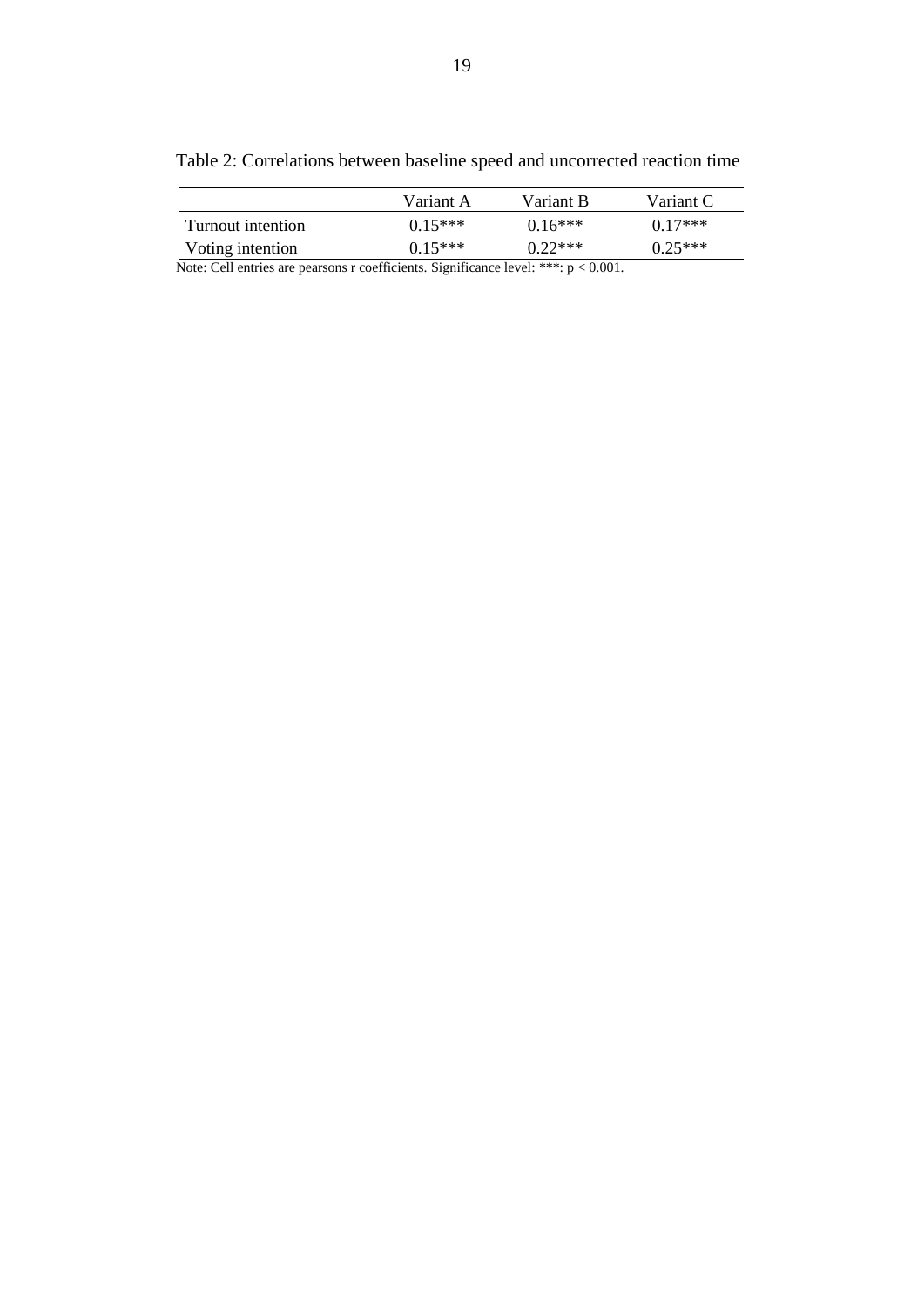Table 2: Correlations between baseline speed and uncorrected reaction time

| | Variant A | Variant B | Variant C |
|---|---|---|---|
| Turnout intention | 0.15*** | 0.16*** | 0.17*** |
| Voting intention | 0.15*** | 0.22*** | 0.25*** |

Note: Cell entries are pearsons r coefficients. Significance level: ***: $p < 0.001$.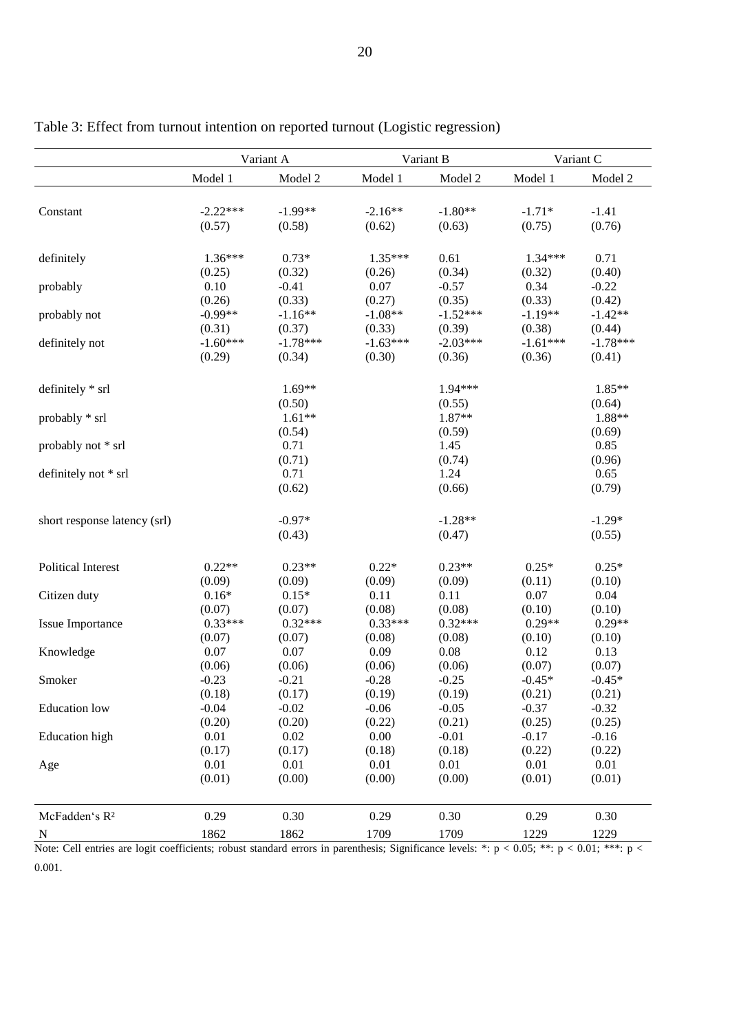Table 3: Effect from turnout intention on reported turnout (Logistic regression)

| | Variant A | | Variant B | | Variant C | |
|---|---|---|---|---|---|---|
| | Model 1 | Model 2 | Model 1 | Model 2 | Model 1 | Model 2 |
| Constant | -2.22*** | -1.99** | -2.16** | -1.80** | -1.71* | -1.41 |
| | (0.57) | (0.58) | (0.62) | (0.63) | (0.75) | (0.76) |
| definitely | 1.36*** | 0.73* | 1.35*** | 0.61 | 1.34*** | 0.71 |
| | (0.25) | (0.32) | (0.26) | (0.34) | (0.32) | (0.40) |
| probably | 0.10 | -0.41 | 0.07 | -0.57 | 0.34 | -0.22 |
| | (0.26) | (0.33) | (0.27) | (0.35) | (0.33) | (0.42) |
| probably not | -0.99** | -1.16** | -1.08** | -1.52*** | -1.19** | -1.42** |
| | (0.31) | (0.37) | (0.33) | (0.39) | (0.38) | (0.44) |
| definitely not | -1.60*** | -1.78*** | -1.63*** | -2.03*** | -1.61*** | -1.78*** |
| | (0.29) | (0.34) | (0.30) | (0.36) | (0.36) | (0.41) |
| definitely * srl | | 1.69** | | 1.94*** | | 1.85** |
| | | (0.50) | | (0.55) | | (0.64) |
| probably * srl | | 1.61** | | 1.87** | | 1.88** |
| | | (0.54) | | (0.59) | | (0.69) |
| probably not * srl | | 0.71 | | 1.45 | | 0.85 |
| | | (0.71) | | (0.74) | | (0.96) |
| definitely not * srl | | 0.71 | | 1.24 | | 0.65 |
| | | (0.62) | | (0.66) | | (0.79) |
| short response latency (srl) | | -0.97* | | -1.28** | | -1.29* |
| | | (0.43) | | (0.47) | | (0.55) |
| Political Interest | 0.22** | 0.23** | 0.22* | 0.23** | 0.25* | 0.25* |
| | (0.09) | (0.09) | (0.09) | (0.09) | (0.11) | (0.10) |
| Citizen duty | 0.16* | 0.15* | 0.11 | 0.11 | 0.07 | 0.04 |
| | (0.07) | (0.07) | (0.08) | (0.08) | (0.10) | (0.10) |
| Issue Importance | 0.33*** | 0.32*** | 0.33*** | 0.32*** | 0.29** | 0.29** |
| | (0.07) | (0.07) | (0.08) | (0.08) | (0.10) | (0.10) |
| Knowledge | 0.07 | 0.07 | 0.09 | 0.08 | 0.12 | 0.13 |
| | (0.06) | (0.06) | (0.06) | (0.06) | (0.07) | (0.07) |
| Smoker | -0.23 | -0.21 | -0.28 | -0.25 | -0.45* | -0.45* |
| | (0.18) | (0.17) | (0.19) | (0.19) | (0.21) | (0.21) |
| Education low | -0.04 | -0.02 | -0.06 | -0.05 | -0.37 | -0.32 |
| | (0.20) | (0.20) | (0.22) | (0.21) | (0.25) | (0.25) |
| Education high | 0.01 | 0.02 | 0.00 | -0.01 | -0.17 | -0.16 |
| | (0.17) | (0.17) | (0.18) | (0.18) | (0.22) | (0.22) |
| Age | 0.01 | 0.01 | 0.01 | 0.01 | 0.01 | 0.01 |
| | (0.01) | (0.00) | (0.00) | (0.00) | (0.01) | (0.01) |
| McFadden's $R^2$ | 0.29 | 0.30 | 0.29 | 0.30 | 0.29 | 0.30 |
| N | 1862 | 1862 | 1709 | 1709 | 1229 | 1229 |

Note: Cell entries are logit coefficients; robust standard errors in parenthesis; Significance levels: *: $p < 0.05$; **: $p < 0.01$; ***: $p < 0.001$.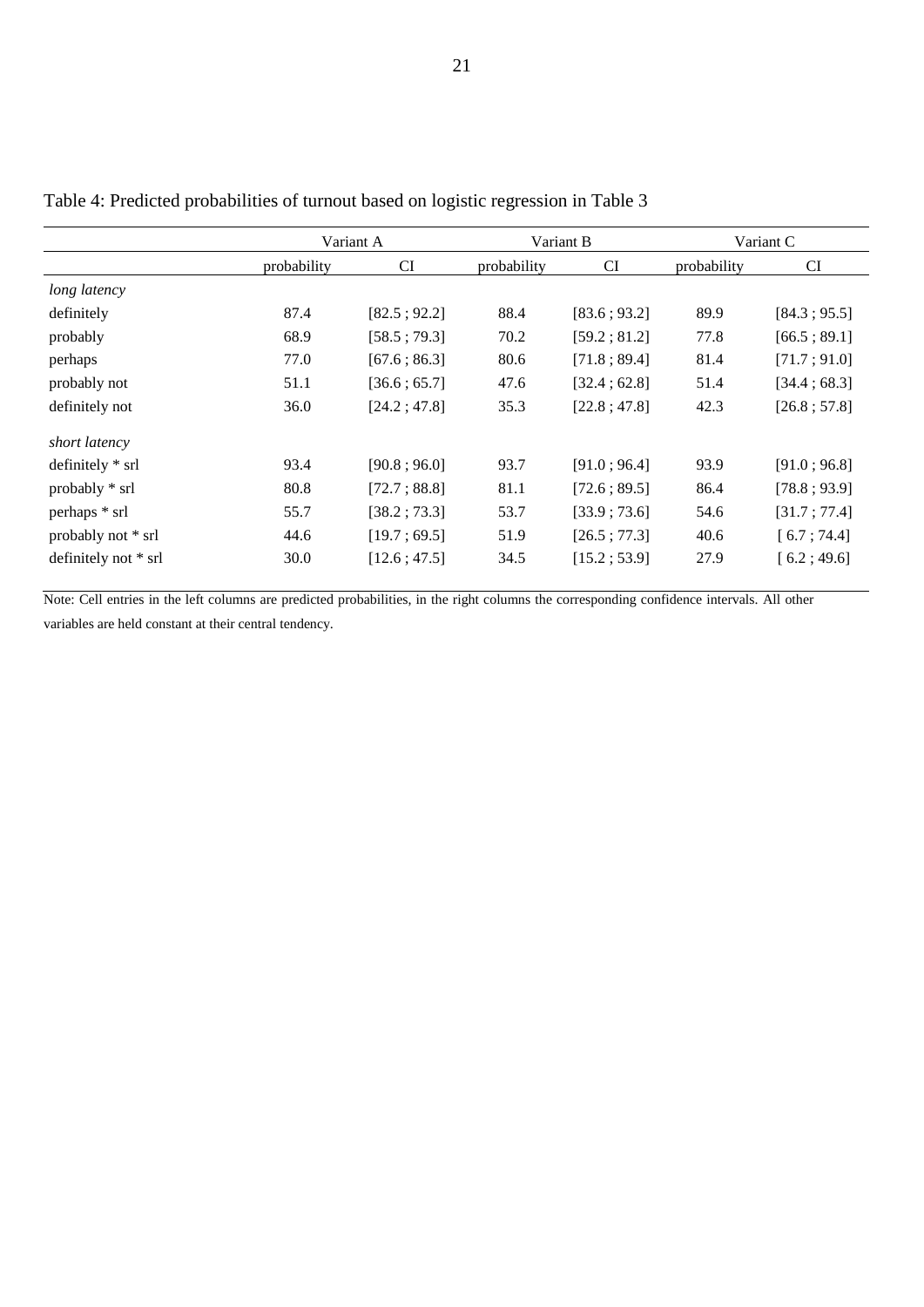Table 4: Predicted probabilities of turnout based on logistic regression in Table 3

| | Variant A | | Variant B | | Variant C | |
|---|---|---|---|---|---|---|
| | probability | CI | probability | CI | probability | CI |
| *long latency* | | | | | | |
| definitely | 87.4 | [82.5 ; 92.2] | 88.4 | [83.6 ; 93.2] | 89.9 | [84.3 ; 95.5] |
| probably | 68.9 | [58.5 ; 79.3] | 70.2 | [59.2 ; 81.2] | 77.8 | [66.5 ; 89.1] |
| perhaps | 77.0 | [67.6 ; 86.3] | 80.6 | [71.8 ; 89.4] | 81.4 | [71.7 ; 91.0] |
| probably not | 51.1 | [36.6 ; 65.7] | 47.6 | [32.4 ; 62.8] | 51.4 | [34.4 ; 68.3] |
| definitely not | 36.0 | [24.2 ; 47.8] | 35.3 | [22.8 ; 47.8] | 42.3 | [26.8 ; 57.8] |
| *short latency* | | | | | | |
| definitely * srl | 93.4 | [90.8 ; 96.0] | 93.7 | [91.0 ; 96.4] | 93.9 | [91.0 ; 96.8] |
| probably * srl | 80.8 | [72.7 ; 88.8] | 81.1 | [72.6 ; 89.5] | 86.4 | [78.8 ; 93.9] |
| perhaps * srl | 55.7 | [38.2 ; 73.3] | 53.7 | [33.9 ; 73.6] | 54.6 | [31.7 ; 77.4] |
| probably not * srl | 44.6 | [19.7 ; 69.5] | 51.9 | [26.5 ; 77.3] | 40.6 | [ 6.7 ; 74.4] |
| definitely not * srl | 30.0 | [12.6 ; 47.5] | 34.5 | [15.2 ; 53.9] | 27.9 | [ 6.2 ; 49.6] |

Note: Cell entries in the left columns are predicted probabilities, in the right columns the corresponding confidence intervals. All other variables are held constant at their central tendency.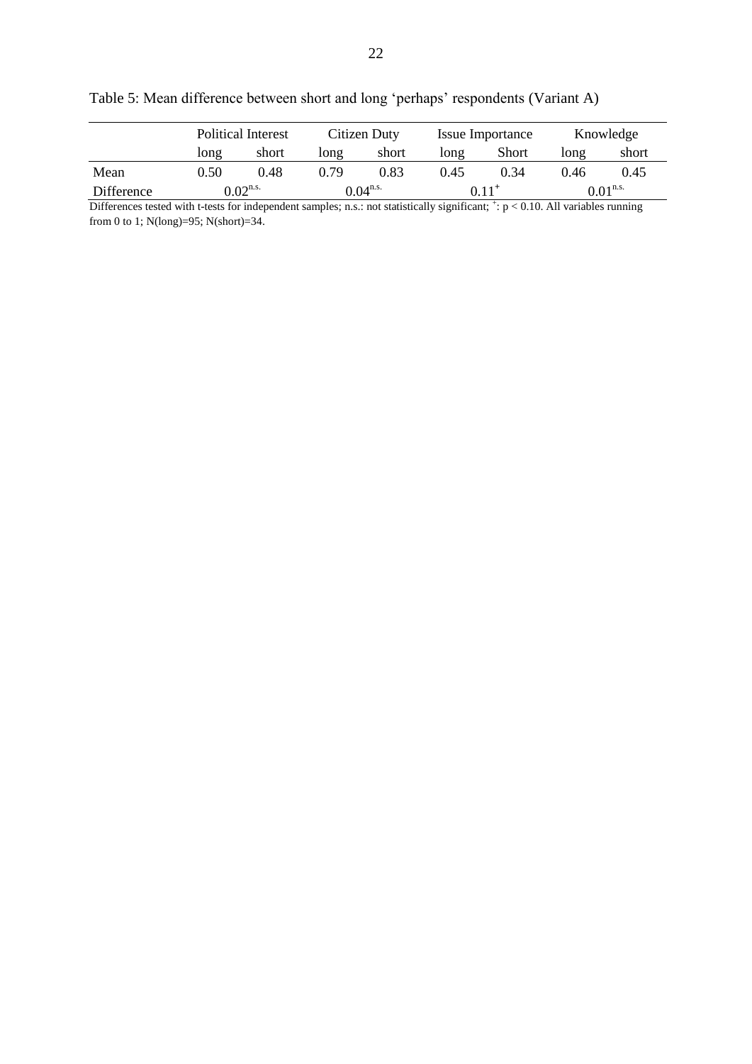Table 5: Mean difference between short and long 'perhaps' respondents (Variant A)

| | Political Interest | | Citizen Duty | | Issue Importance | | Knowledge | |
|---|---|---|---|---|---|---|---|---|
| | long | short | long | short | long | Short | long | short |
| Mean | 0.50 | 0.48 | 0.79 | 0.83 | 0.45 | 0.34 | 0.46 | 0.45 |
| Difference | $0.02^{n.s.}$ | | $0.04^{n.s.}$ | | $0.11^{+}$ | | $0.01^{n.s.}$ | |

Differences tested with t-tests for independent samples; n.s.: not statistically significant; $^{+}$: $p < 0.10$. All variables running from 0 to 1; N(long)=95; N(short)=34.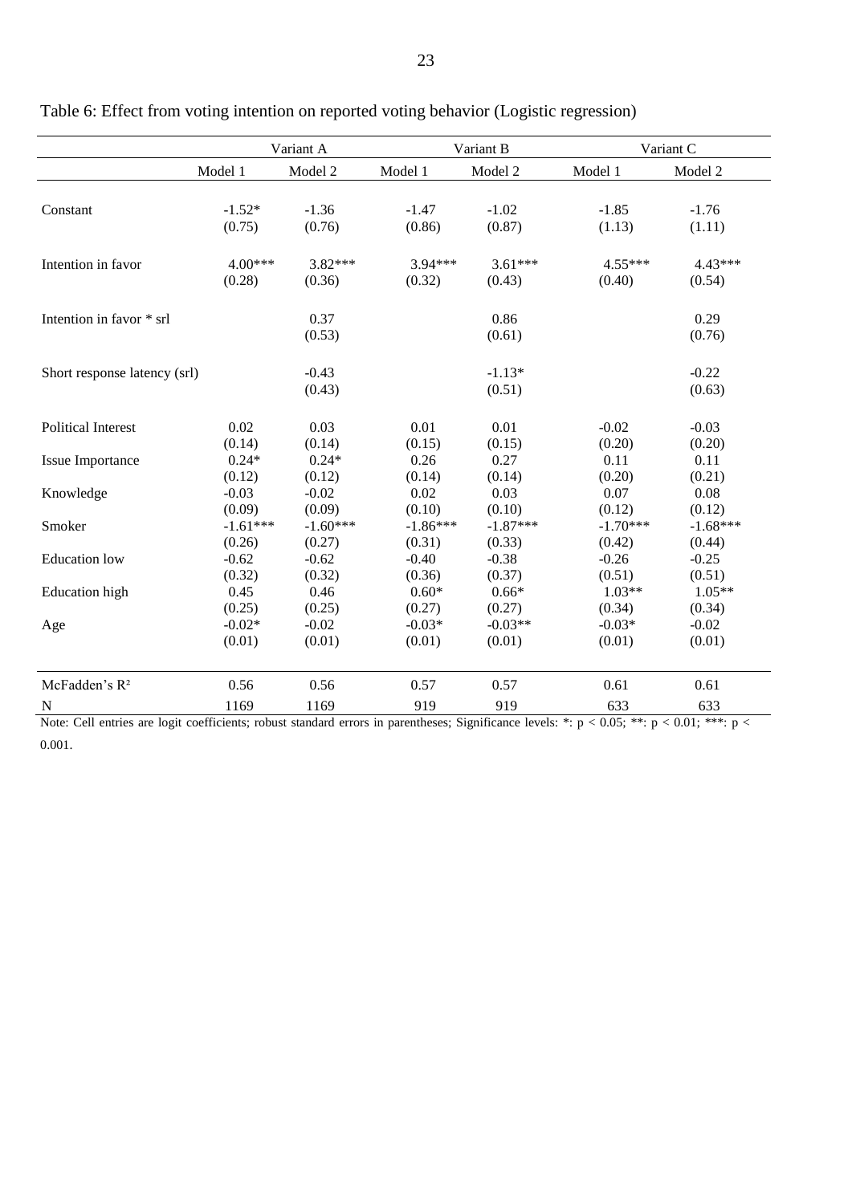Table 6: Effect from voting intention on reported voting behavior (Logistic regression)

| | Variant A | | Variant B | | Variant C | |
|---|---|---|---|---|---|---|
| | Model 1 | Model 2 | Model 1 | Model 2 | Model 1 | Model 2 |
| Constant | -1.52* | -1.36 | -1.47 | -1.02 | -1.85 | -1.76 |
| | (0.75) | (0.76) | (0.86) | (0.87) | (1.13) | (1.11) |
| Intention in favor | 4.00*** | 3.82*** | 3.94*** | 3.61*** | 4.55*** | 4.43*** |
| | (0.28) | (0.36) | (0.32) | (0.43) | (0.40) | (0.54) |
| Intention in favor * srl | | 0.37 | | 0.86 | | 0.29 |
| | | (0.53) | | (0.61) | | (0.76) |
| Short response latency (srl) | | -0.43 | | -1.13* | | -0.22 |
| | | (0.43) | | (0.51) | | (0.63) |
| Political Interest | 0.02 | 0.03 | 0.01 | 0.01 | -0.02 | -0.03 |
| | (0.14) | (0.14) | (0.15) | (0.15) | (0.20) | (0.20) |
| Issue Importance | 0.24* | 0.24* | 0.26 | 0.27 | 0.11 | 0.11 |
| | (0.12) | (0.12) | (0.14) | (0.14) | (0.20) | (0.21) |
| Knowledge | -0.03 | -0.02 | 0.02 | 0.03 | 0.07 | 0.08 |
| | (0.09) | (0.09) | (0.10) | (0.10) | (0.12) | (0.12) |
| Smoker | -1.61*** | -1.60*** | -1.86*** | -1.87*** | -1.70*** | -1.68*** |
| | (0.26) | (0.27) | (0.31) | (0.33) | (0.42) | (0.44) |
| Education low | -0.62 | -0.62 | -0.40 | -0.38 | -0.26 | -0.25 |
| | (0.32) | (0.32) | (0.36) | (0.37) | (0.51) | (0.51) |
| Education high | 0.45 | 0.46 | 0.60* | 0.66* | 1.03** | 1.05** |
| | (0.25) | (0.25) | (0.27) | (0.27) | (0.34) | (0.34) |
| Age | -0.02* | -0.02 | -0.03* | -0.03** | -0.03* | -0.02 |
| | (0.01) | (0.01) | (0.01) | (0.01) | (0.01) | (0.01) |
| McFadden's $R^2$ | 0.56 | 0.56 | 0.57 | 0.57 | 0.61 | 0.61 |
| N | 1169 | 1169 | 919 | 919 | 633 | 633 |

Note: Cell entries are logit coefficients; robust standard errors in parentheses; Significance levels: *: $p < 0.05$; **: $p < 0.01$; ***: $p < 0.001$.